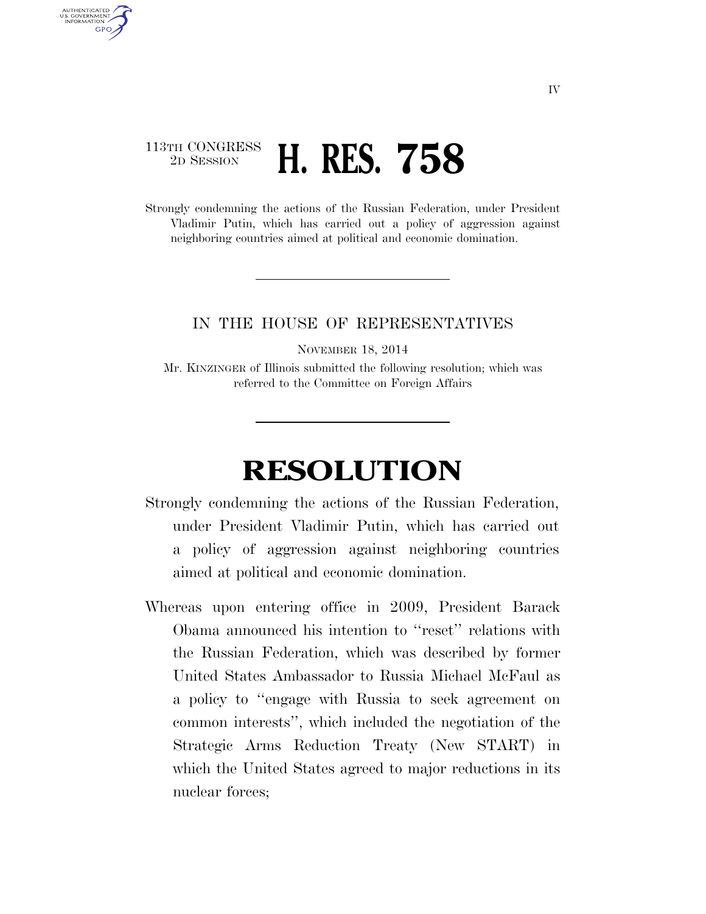IV

113TH CONGRESS
2D SESSION

# H. RES. 758

Strongly condemning the actions of the Russian Federation, under President Vladimir Putin, which has carried out a policy of aggression against neighboring countries aimed at political and economic domination.

IN THE HOUSE OF REPRESENTATIVES

NOVEMBER 18, 2014

Mr. KINZINGER of Illinois submitted the following resolution; which was referred to the Committee on Foreign Affairs

# RESOLUTION

Strongly condemning the actions of the Russian Federation, under President Vladimir Putin, which has carried out a policy of aggression against neighboring countries aimed at political and economic domination.

Whereas upon entering office in 2009, President Barack Obama announced his intention to ''reset'' relations with the Russian Federation, which was described by former United States Ambassador to Russia Michael McFaul as a policy to ''engage with Russia to seek agreement on common interests'', which included the negotiation of the Strategic Arms Reduction Treaty (New START) in which the United States agreed to major reductions in its nuclear forces;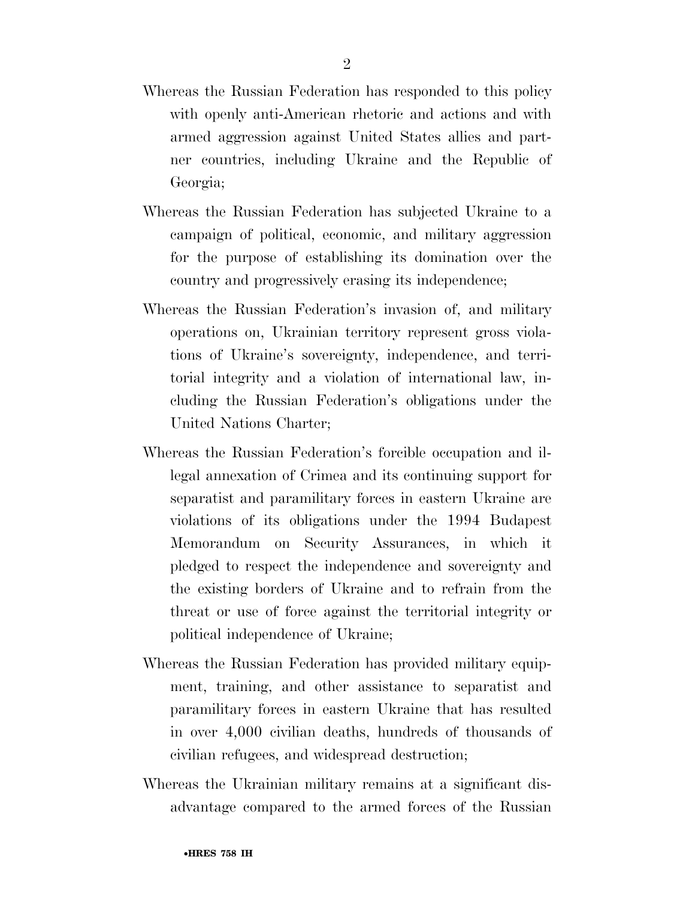Whereas the Russian Federation has responded to this policy with openly anti-American rhetoric and actions and with armed aggression against United States allies and partner countries, including Ukraine and the Republic of Georgia;

Whereas the Russian Federation has subjected Ukraine to a campaign of political, economic, and military aggression for the purpose of establishing its domination over the country and progressively erasing its independence;

Whereas the Russian Federation's invasion of, and military operations on, Ukrainian territory represent gross violations of Ukraine's sovereignty, independence, and territorial integrity and a violation of international law, including the Russian Federation's obligations under the United Nations Charter;

Whereas the Russian Federation's forcible occupation and illegal annexation of Crimea and its continuing support for separatist and paramilitary forces in eastern Ukraine are violations of its obligations under the 1994 Budapest Memorandum on Security Assurances, in which it pledged to respect the independence and sovereignty and the existing borders of Ukraine and to refrain from the threat or use of force against the territorial integrity or political independence of Ukraine;

Whereas the Russian Federation has provided military equipment, training, and other assistance to separatist and paramilitary forces in eastern Ukraine that has resulted in over 4,000 civilian deaths, hundreds of thousands of civilian refugees, and widespread destruction;

Whereas the Ukrainian military remains at a significant disadvantage compared to the armed forces of the Russian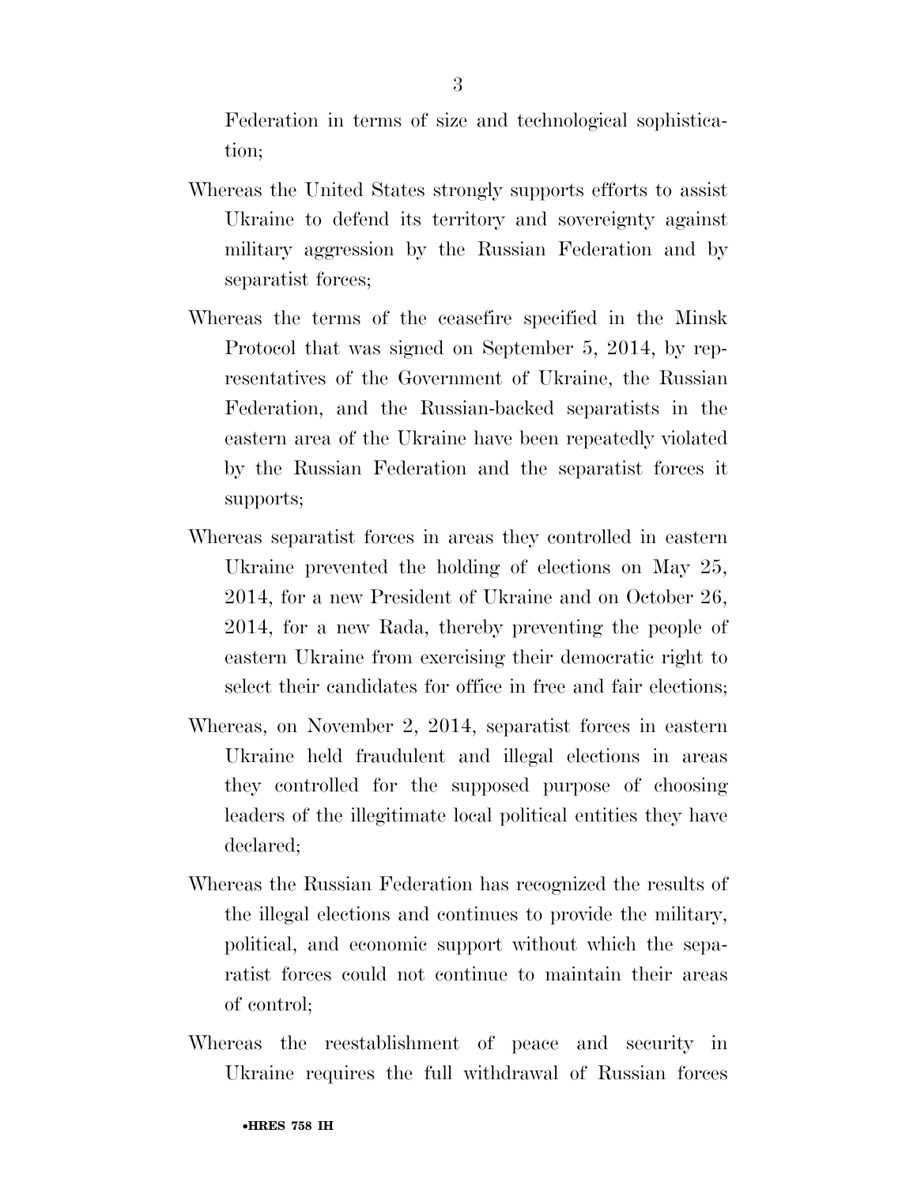Federation in terms of size and technological sophistication;

Whereas the United States strongly supports efforts to assist Ukraine to defend its territory and sovereignty against military aggression by the Russian Federation and by separatist forces;

Whereas the terms of the ceasefire specified in the Minsk Protocol that was signed on September 5, 2014, by representatives of the Government of Ukraine, the Russian Federation, and the Russian-backed separatists in the eastern area of the Ukraine have been repeatedly violated by the Russian Federation and the separatist forces it supports;

Whereas separatist forces in areas they controlled in eastern Ukraine prevented the holding of elections on May 25, 2014, for a new President of Ukraine and on October 26, 2014, for a new Rada, thereby preventing the people of eastern Ukraine from exercising their democratic right to select their candidates for office in free and fair elections;

Whereas, on November 2, 2014, separatist forces in eastern Ukraine held fraudulent and illegal elections in areas they controlled for the supposed purpose of choosing leaders of the illegitimate local political entities they have declared;

Whereas the Russian Federation has recognized the results of the illegal elections and continues to provide the military, political, and economic support without which the separatist forces could not continue to maintain their areas of control;

Whereas the reestablishment of peace and security in Ukraine requires the full withdrawal of Russian forces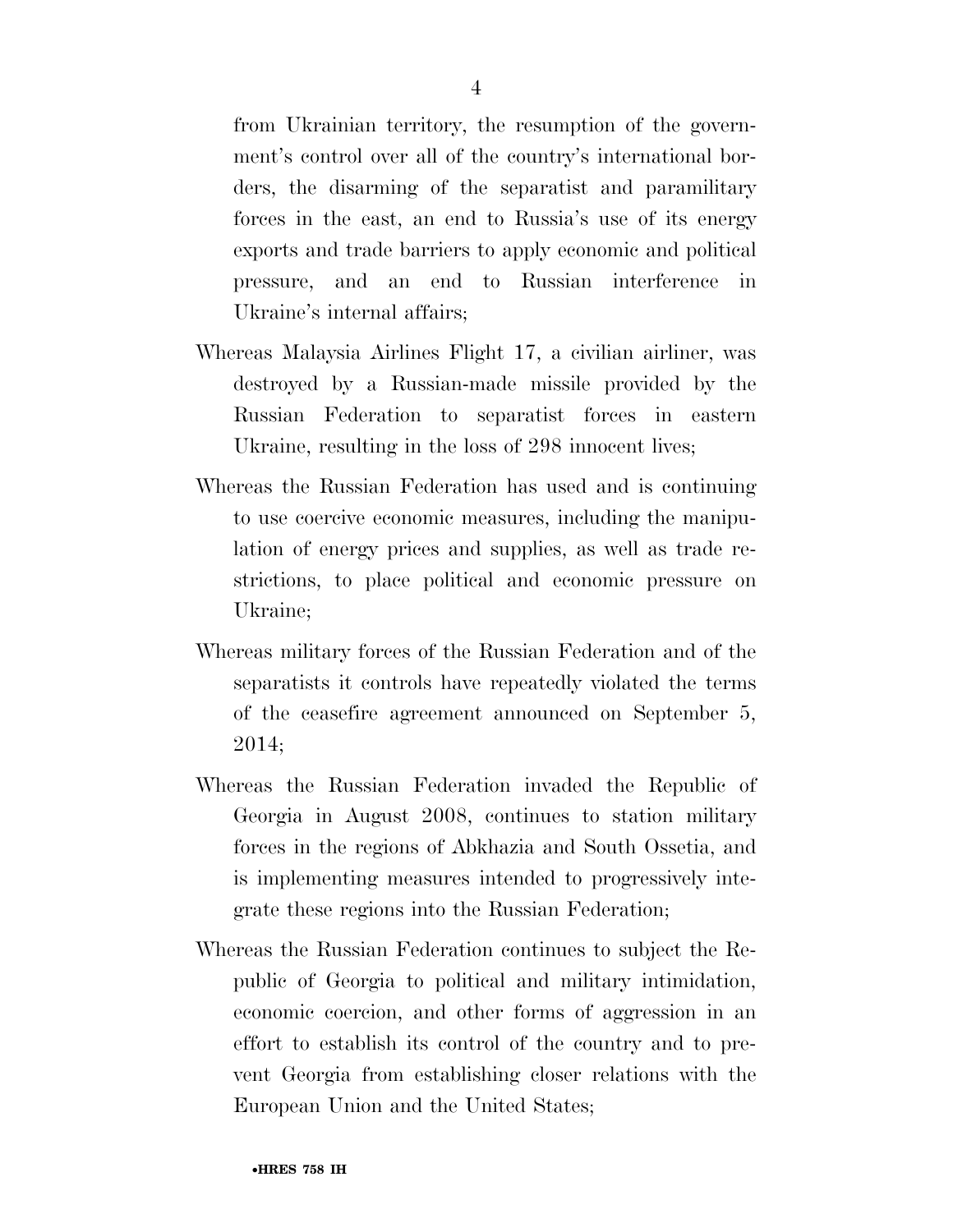from Ukrainian territory, the resumption of the government's control over all of the country's international borders, the disarming of the separatist and paramilitary forces in the east, an end to Russia's use of its energy exports and trade barriers to apply economic and political pressure, and an end to Russian interference in Ukraine's internal affairs;

Whereas Malaysia Airlines Flight 17, a civilian airliner, was destroyed by a Russian-made missile provided by the Russian Federation to separatist forces in eastern Ukraine, resulting in the loss of 298 innocent lives;

Whereas the Russian Federation has used and is continuing to use coercive economic measures, including the manipulation of energy prices and supplies, as well as trade restrictions, to place political and economic pressure on Ukraine;

Whereas military forces of the Russian Federation and of the separatists it controls have repeatedly violated the terms of the ceasefire agreement announced on September 5, 2014;

Whereas the Russian Federation invaded the Republic of Georgia in August 2008, continues to station military forces in the regions of Abkhazia and South Ossetia, and is implementing measures intended to progressively integrate these regions into the Russian Federation;

Whereas the Russian Federation continues to subject the Republic of Georgia to political and military intimidation, economic coercion, and other forms of aggression in an effort to establish its control of the country and to prevent Georgia from establishing closer relations with the European Union and the United States;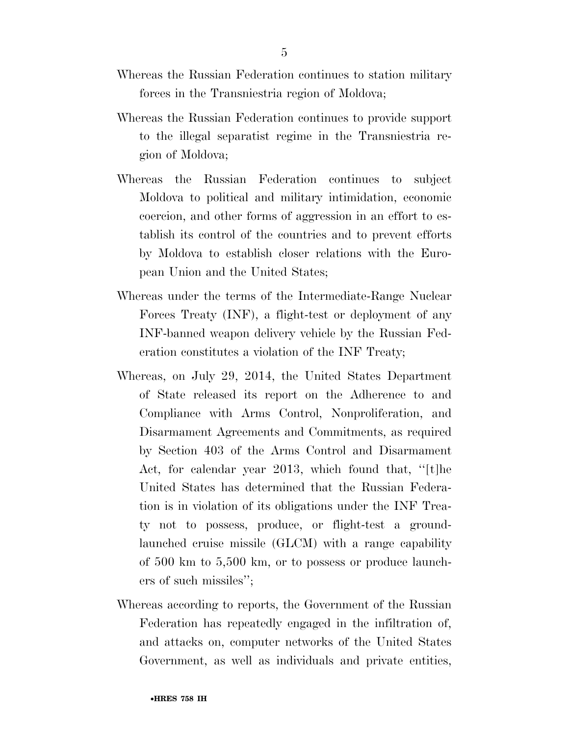Whereas the Russian Federation continues to station military forces in the Transniestria region of Moldova;

Whereas the Russian Federation continues to provide support to the illegal separatist regime in the Transniestria region of Moldova;

Whereas the Russian Federation continues to subject Moldova to political and military intimidation, economic coercion, and other forms of aggression in an effort to establish its control of the countries and to prevent efforts by Moldova to establish closer relations with the European Union and the United States;

Whereas under the terms of the Intermediate-Range Nuclear Forces Treaty (INF), a flight-test or deployment of any INF-banned weapon delivery vehicle by the Russian Federation constitutes a violation of the INF Treaty;

Whereas, on July 29, 2014, the United States Department of State released its report on the Adherence to and Compliance with Arms Control, Nonproliferation, and Disarmament Agreements and Commitments, as required by Section 403 of the Arms Control and Disarmament Act, for calendar year 2013, which found that, ''[t]he United States has determined that the Russian Federation is in violation of its obligations under the INF Treaty not to possess, produce, or flight-test a ground-launched cruise missile (GLCM) with a range capability of 500 km to 5,500 km, or to possess or produce launchers of such missiles'';

Whereas according to reports, the Government of the Russian Federation has repeatedly engaged in the infiltration of, and attacks on, computer networks of the United States Government, as well as individuals and private entities,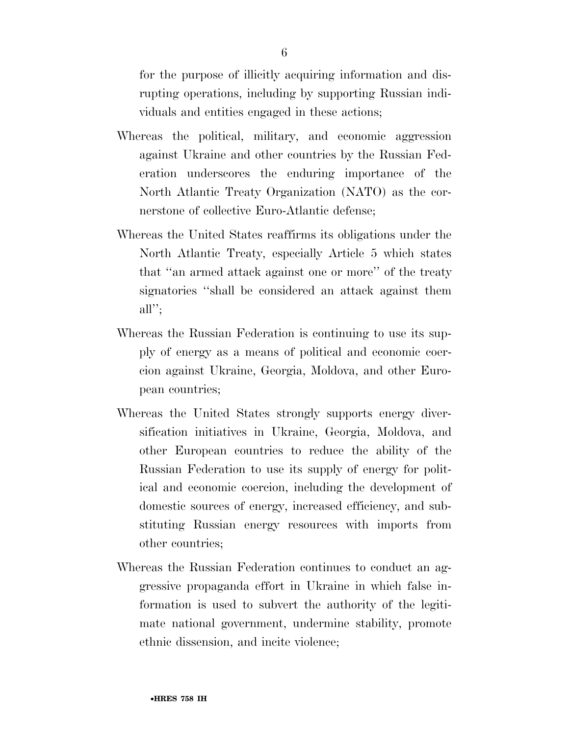for the purpose of illicitly acquiring information and disrupting operations, including by supporting Russian individuals and entities engaged in these actions;

Whereas the political, military, and economic aggression against Ukraine and other countries by the Russian Federation underscores the enduring importance of the North Atlantic Treaty Organization (NATO) as the cornerstone of collective Euro-Atlantic defense;

Whereas the United States reaffirms its obligations under the North Atlantic Treaty, especially Article 5 which states that ''an armed attack against one or more'' of the treaty signatories ''shall be considered an attack against them all'';

Whereas the Russian Federation is continuing to use its supply of energy as a means of political and economic coercion against Ukraine, Georgia, Moldova, and other European countries;

Whereas the United States strongly supports energy diversification initiatives in Ukraine, Georgia, Moldova, and other European countries to reduce the ability of the Russian Federation to use its supply of energy for political and economic coercion, including the development of domestic sources of energy, increased efficiency, and substituting Russian energy resources with imports from other countries;

Whereas the Russian Federation continues to conduct an aggressive propaganda effort in Ukraine in which false information is used to subvert the authority of the legitimate national government, undermine stability, promote ethnic dissension, and incite violence;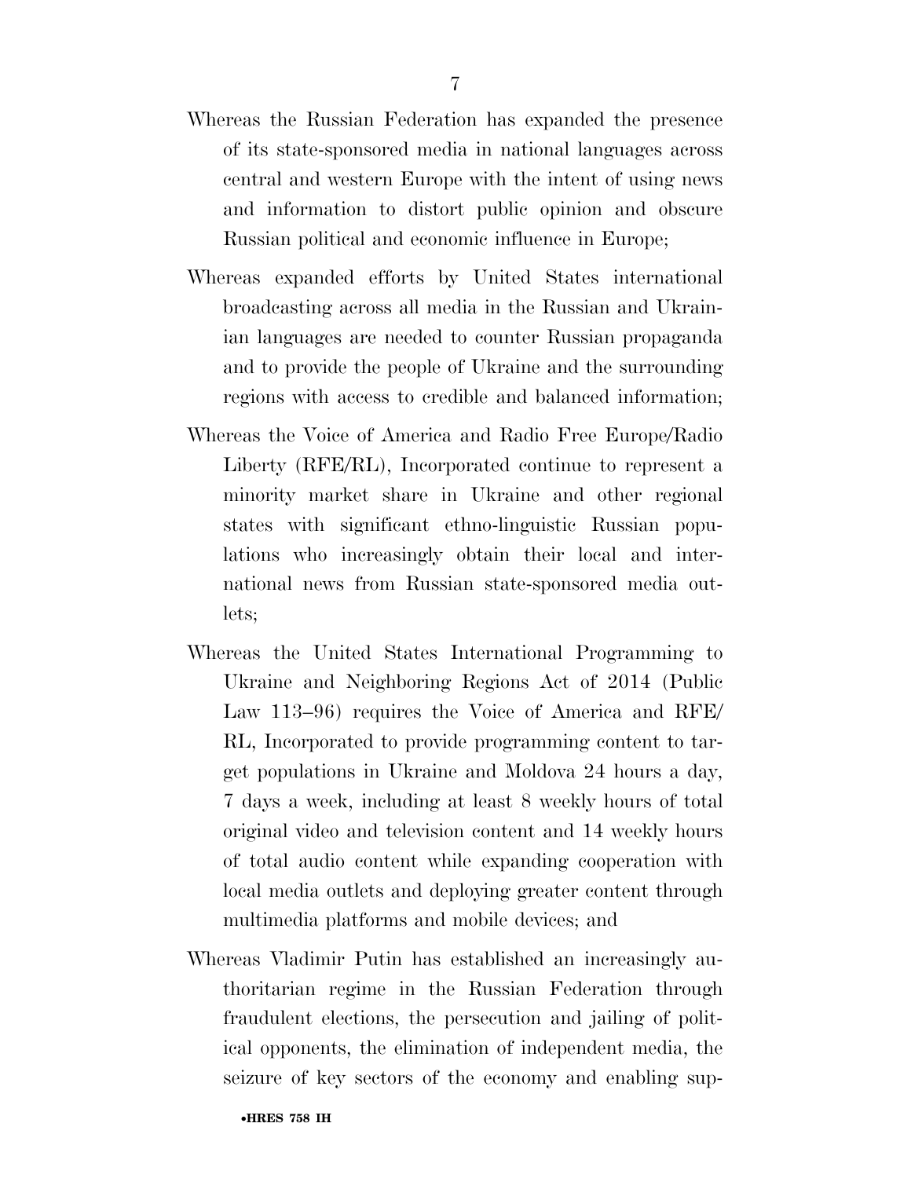Whereas the Russian Federation has expanded the presence of its state-sponsored media in national languages across central and western Europe with the intent of using news and information to distort public opinion and obscure Russian political and economic influence in Europe;

Whereas expanded efforts by United States international broadcasting across all media in the Russian and Ukrainian languages are needed to counter Russian propaganda and to provide the people of Ukraine and the surrounding regions with access to credible and balanced information;

Whereas the Voice of America and Radio Free Europe/Radio Liberty (RFE/RL), Incorporated continue to represent a minority market share in Ukraine and other regional states with significant ethno-linguistic Russian populations who increasingly obtain their local and international news from Russian state-sponsored media outlets;

Whereas the United States International Programming to Ukraine and Neighboring Regions Act of 2014 (Public Law 113–96) requires the Voice of America and RFE/RL, Incorporated to provide programming content to target populations in Ukraine and Moldova 24 hours a day, 7 days a week, including at least 8 weekly hours of total original video and television content and 14 weekly hours of total audio content while expanding cooperation with local media outlets and deploying greater content through multimedia platforms and mobile devices; and

Whereas Vladimir Putin has established an increasingly authoritarian regime in the Russian Federation through fraudulent elections, the persecution and jailing of political opponents, the elimination of independent media, the seizure of key sectors of the economy and enabling sup-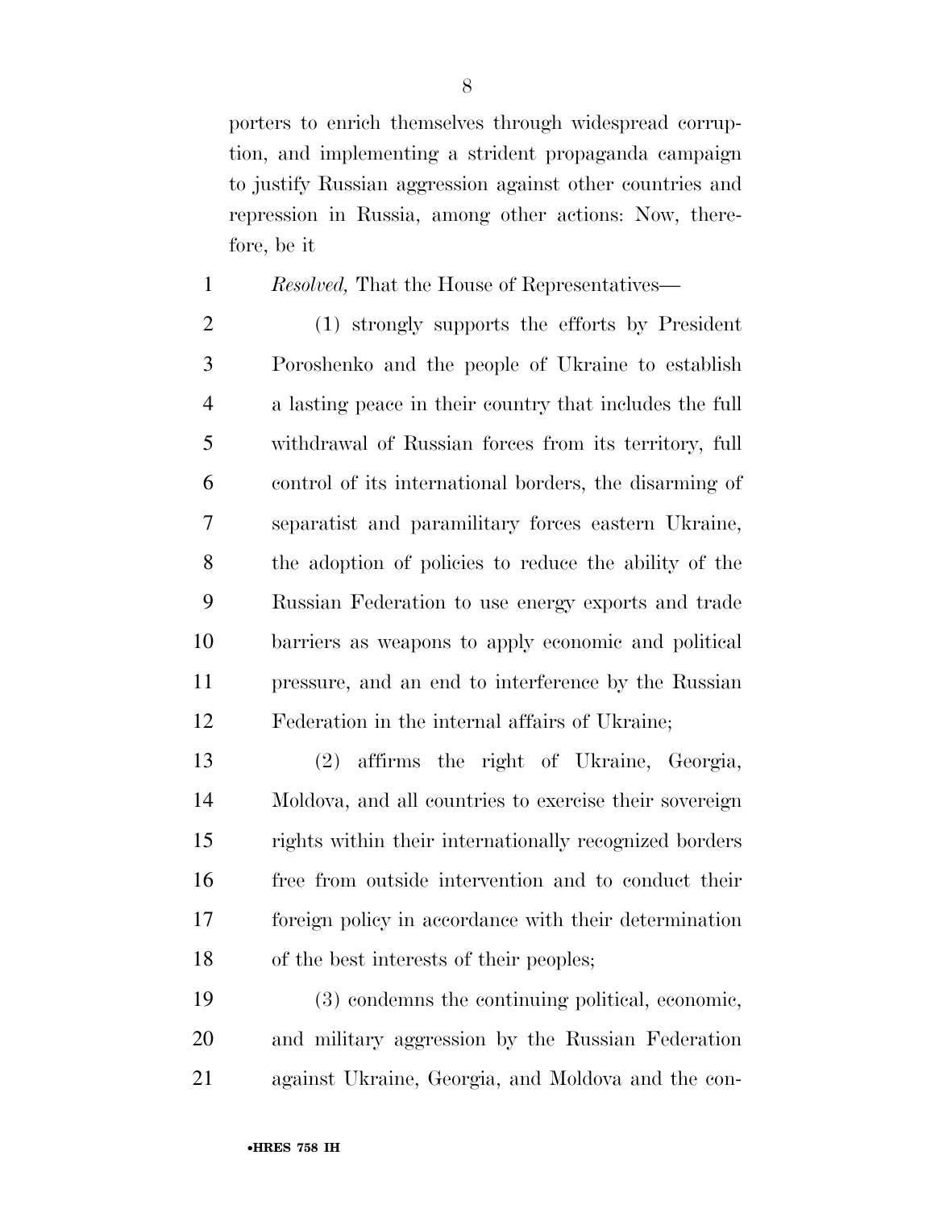porters to enrich themselves through widespread corruption, and implementing a strident propaganda campaign to justify Russian aggression against other countries and repression in Russia, among other actions: Now, therefore, be it

*Resolved,* That the House of Representatives—

(1) strongly supports the efforts by President Poroshenko and the people of Ukraine to establish a lasting peace in their country that includes the full withdrawal of Russian forces from its territory, full control of its international borders, the disarming of separatist and paramilitary forces eastern Ukraine, the adoption of policies to reduce the ability of the Russian Federation to use energy exports and trade barriers as weapons to apply economic and political pressure, and an end to interference by the Russian Federation in the internal affairs of Ukraine;

(2) affirms the right of Ukraine, Georgia, Moldova, and all countries to exercise their sovereign rights within their internationally recognized borders free from outside intervention and to conduct their foreign policy in accordance with their determination of the best interests of their peoples;

(3) condemns the continuing political, economic, and military aggression by the Russian Federation against Ukraine, Georgia, and Moldova and the con-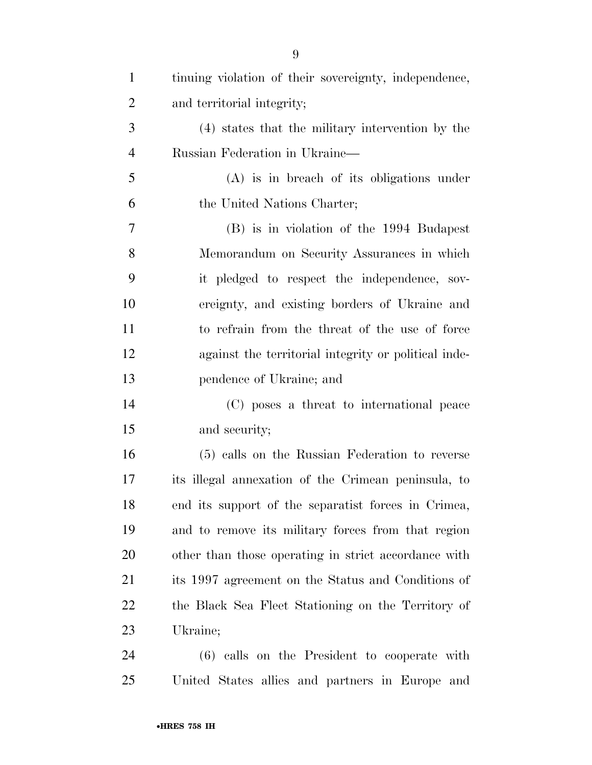tinuing violation of their sovereignty, independence, and territorial integrity;

(4) states that the military intervention by the Russian Federation in Ukraine—

(A) is in breach of its obligations under the United Nations Charter;

(B) is in violation of the 1994 Budapest Memorandum on Security Assurances in which it pledged to respect the independence, sovereignty, and existing borders of Ukraine and to refrain from the threat of the use of force against the territorial integrity or political independence of Ukraine; and

(C) poses a threat to international peace and security;

(5) calls on the Russian Federation to reverse its illegal annexation of the Crimean peninsula, to end its support of the separatist forces in Crimea, and to remove its military forces from that region other than those operating in strict accordance with its 1997 agreement on the Status and Conditions of the Black Sea Fleet Stationing on the Territory of Ukraine;

(6) calls on the President to cooperate with United States allies and partners in Europe and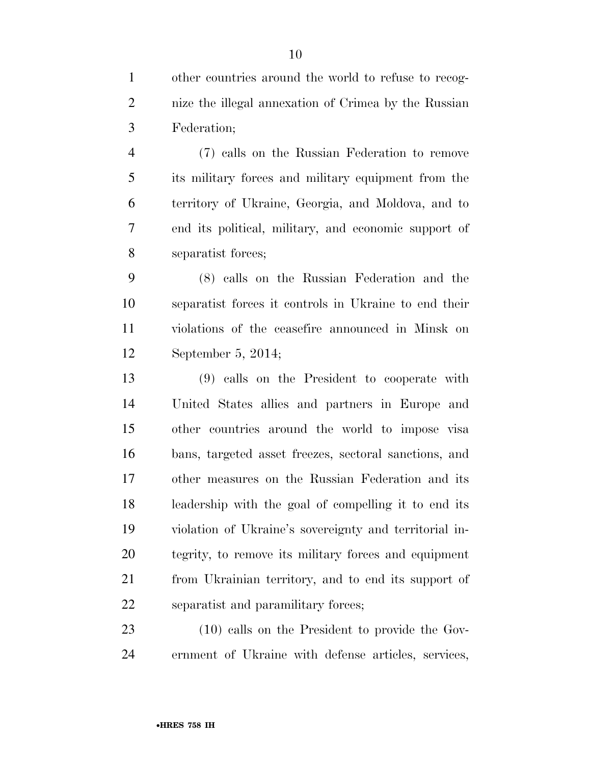other countries around the world to refuse to recognize the illegal annexation of Crimea by the Russian Federation;

(7) calls on the Russian Federation to remove its military forces and military equipment from the territory of Ukraine, Georgia, and Moldova, and to end its political, military, and economic support of separatist forces;

(8) calls on the Russian Federation and the separatist forces it controls in Ukraine to end their violations of the ceasefire announced in Minsk on September 5, 2014;

(9) calls on the President to cooperate with United States allies and partners in Europe and other countries around the world to impose visa bans, targeted asset freezes, sectoral sanctions, and other measures on the Russian Federation and its leadership with the goal of compelling it to end its violation of Ukraine's sovereignty and territorial integrity, to remove its military forces and equipment from Ukrainian territory, and to end its support of separatist and paramilitary forces;

(10) calls on the President to provide the Government of Ukraine with defense articles, services,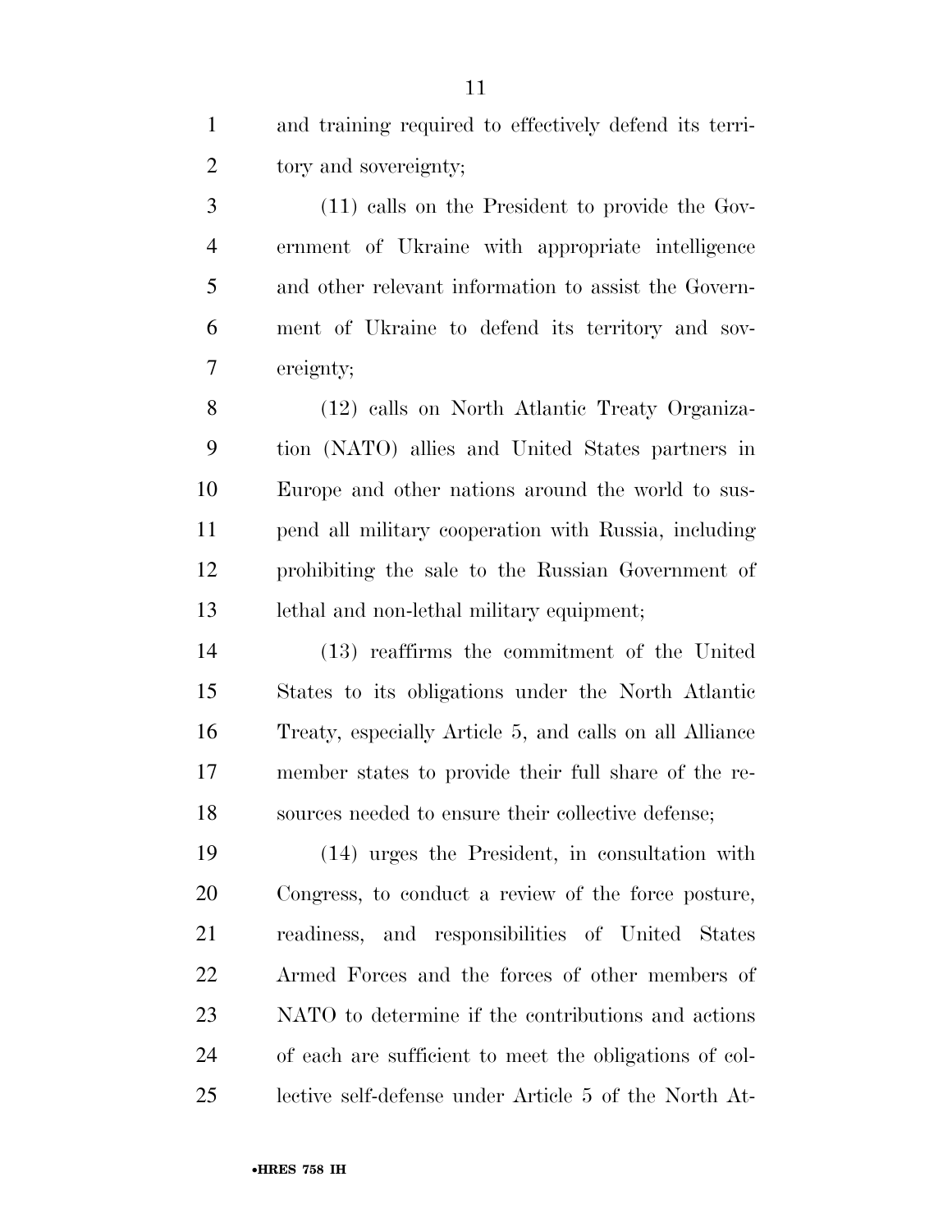and training required to effectively defend its territory and sovereignty;

(11) calls on the President to provide the Government of Ukraine with appropriate intelligence and other relevant information to assist the Government of Ukraine to defend its territory and sovereignty;

(12) calls on North Atlantic Treaty Organization (NATO) allies and United States partners in Europe and other nations around the world to suspend all military cooperation with Russia, including prohibiting the sale to the Russian Government of lethal and non-lethal military equipment;

(13) reaffirms the commitment of the United States to its obligations under the North Atlantic Treaty, especially Article 5, and calls on all Alliance member states to provide their full share of the resources needed to ensure their collective defense;

(14) urges the President, in consultation with Congress, to conduct a review of the force posture, readiness, and responsibilities of United States Armed Forces and the forces of other members of NATO to determine if the contributions and actions of each are sufficient to meet the obligations of collective self-defense under Article 5 of the North At-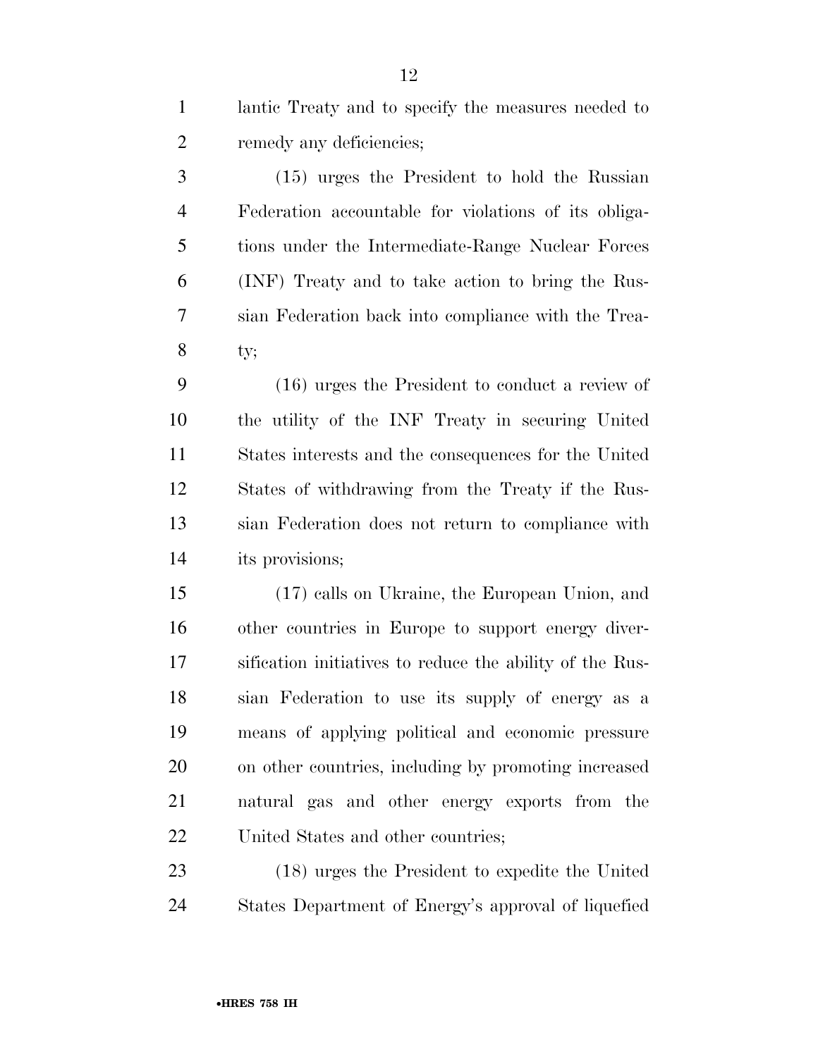lantic Treaty and to specify the measures needed to remedy any deficiencies;

(15) urges the President to hold the Russian Federation accountable for violations of its obligations under the Intermediate-Range Nuclear Forces (INF) Treaty and to take action to bring the Russian Federation back into compliance with the Treaty;

(16) urges the President to conduct a review of the utility of the INF Treaty in securing United States interests and the consequences for the United States of withdrawing from the Treaty if the Russian Federation does not return to compliance with its provisions;

(17) calls on Ukraine, the European Union, and other countries in Europe to support energy diversification initiatives to reduce the ability of the Russian Federation to use its supply of energy as a means of applying political and economic pressure on other countries, including by promoting increased natural gas and other energy exports from the United States and other countries;

(18) urges the President to expedite the United States Department of Energy's approval of liquefied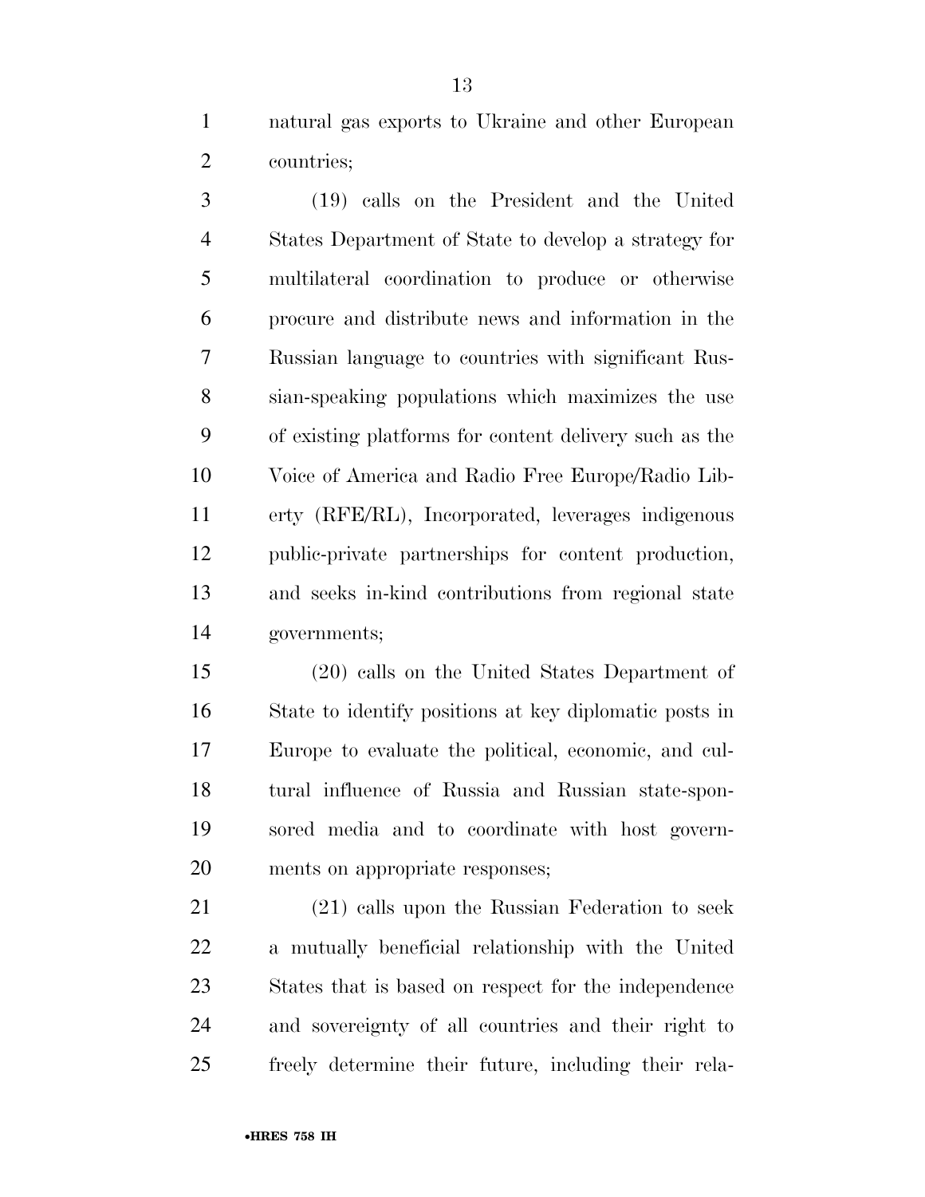natural gas exports to Ukraine and other European countries;

(19) calls on the President and the United States Department of State to develop a strategy for multilateral coordination to produce or otherwise procure and distribute news and information in the Russian language to countries with significant Russian-speaking populations which maximizes the use of existing platforms for content delivery such as the Voice of America and Radio Free Europe/Radio Liberty (RFE/RL), Incorporated, leverages indigenous public-private partnerships for content production, and seeks in-kind contributions from regional state governments;

(20) calls on the United States Department of State to identify positions at key diplomatic posts in Europe to evaluate the political, economic, and cultural influence of Russia and Russian state-sponsored media and to coordinate with host governments on appropriate responses;

(21) calls upon the Russian Federation to seek a mutually beneficial relationship with the United States that is based on respect for the independence and sovereignty of all countries and their right to freely determine their future, including their rela-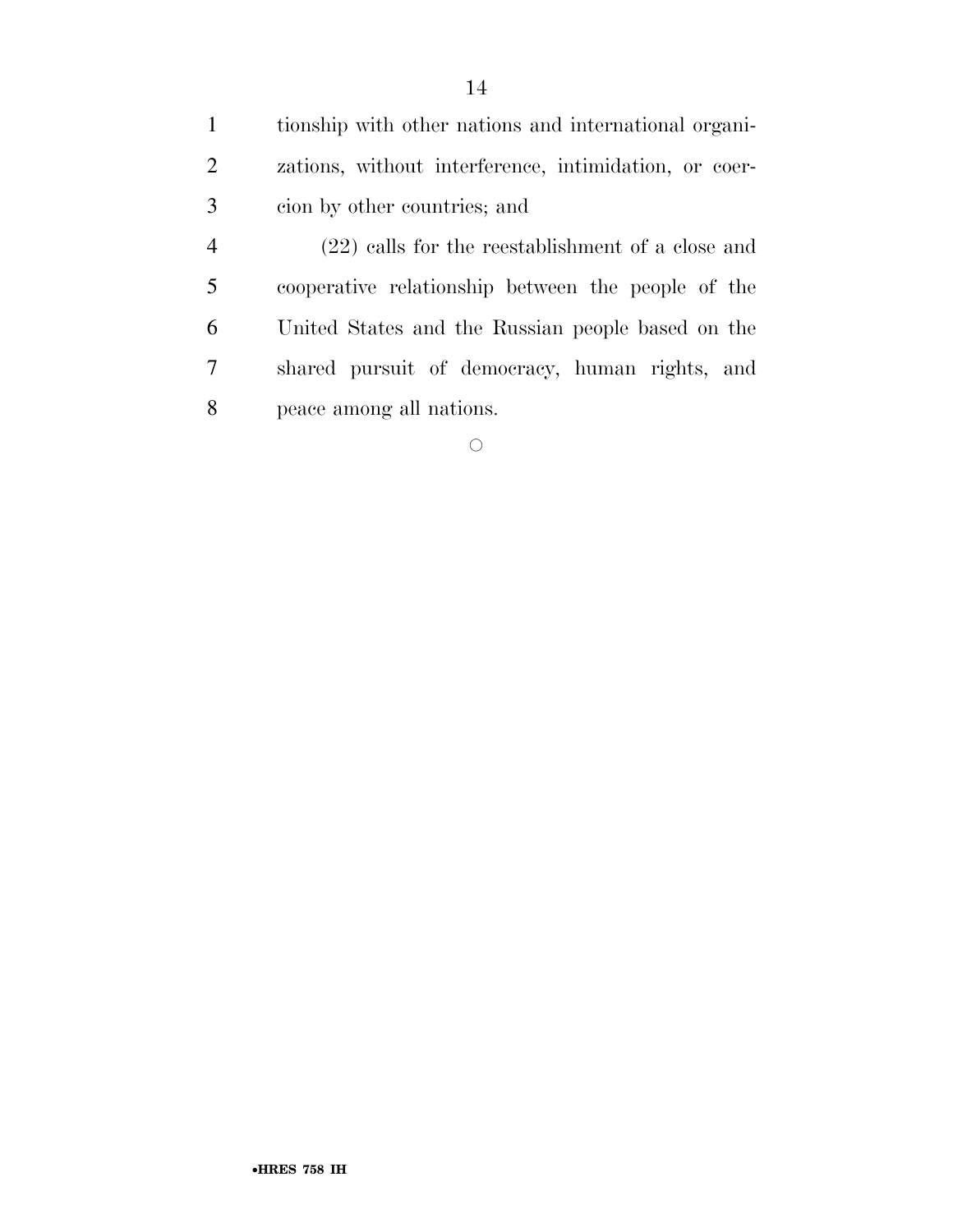tionship with other nations and international organizations, without interference, intimidation, or coercion by other countries; and

(22) calls for the reestablishment of a close and cooperative relationship between the people of the United States and the Russian people based on the shared pursuit of democracy, human rights, and peace among all nations.

○